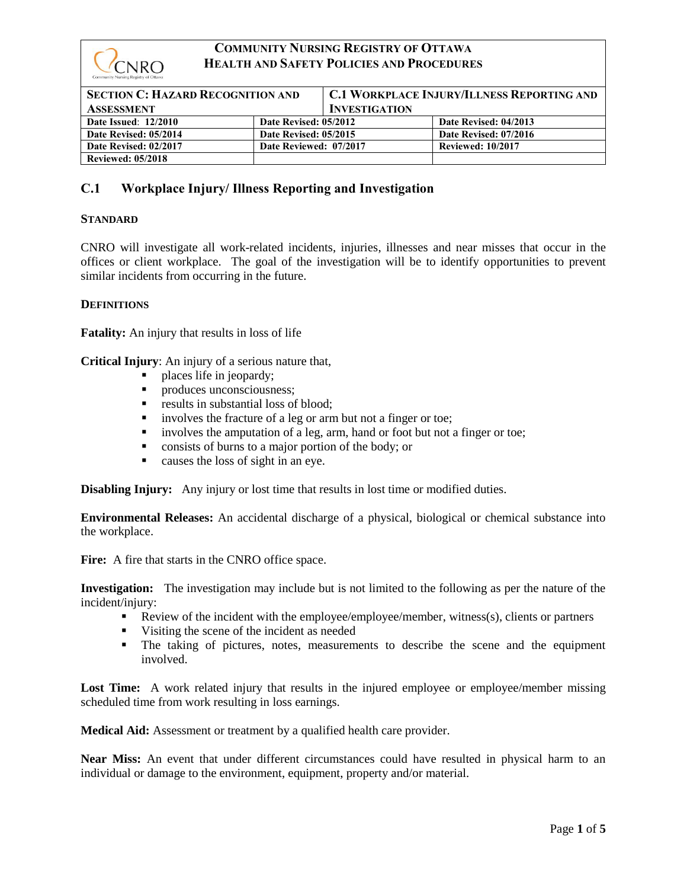**COMMUNITY NURSING REGISTRY OF OTTAWA**
**HEALTH AND SAFETY POLICIES AND PROCEDURES**

| SECTION C: HAZARD RECOGNITION AND ASSESSMENT | | C.1 WORKPLACE INJURY/ILLNESS REPORTING AND INVESTIGATION |
|---|---|---|
| Date Issued: 12/2010 | Date Revised: 05/2012 | Date Revised: 04/2013 |
| Date Revised: 05/2014 | Date Revised: 05/2015 | Date Revised: 07/2016 |
| Date Revised: 02/2017 | Date Reviewed: 07/2017 | Reviewed: 10/2017 |
| Reviewed: 05/2018 | | |

## C.1 Workplace Injury/ Illness Reporting and Investigation

### STANDARD

CNRO will investigate all work-related incidents, injuries, illnesses and near misses that occur in the offices or client workplace. The goal of the investigation will be to identify opportunities to prevent similar incidents from occurring in the future.

### DEFINITIONS

**Fatality:** An injury that results in loss of life

**Critical Injury**: An injury of a serious nature that,

- places life in jeopardy;
- produces unconsciousness;
- results in substantial loss of blood;
- involves the fracture of a leg or arm but not a finger or toe;
- involves the amputation of a leg, arm, hand or foot but not a finger or toe;
- consists of burns to a major portion of the body; or
- causes the loss of sight in an eye.

**Disabling Injury:** Any injury or lost time that results in lost time or modified duties.

**Environmental Releases:** An accidental discharge of a physical, biological or chemical substance into the workplace.

**Fire:** A fire that starts in the CNRO office space.

**Investigation:** The investigation may include but is not limited to the following as per the nature of the incident/injury:

- Review of the incident with the employee/employee/member, witness(s), clients or partners
- Visiting the scene of the incident as needed
- The taking of pictures, notes, measurements to describe the scene and the equipment involved.

**Lost Time:** A work related injury that results in the injured employee or employee/member missing scheduled time from work resulting in loss earnings.

**Medical Aid:** Assessment or treatment by a qualified health care provider.

**Near Miss:** An event that under different circumstances could have resulted in physical harm to an individual or damage to the environment, equipment, property and/or material.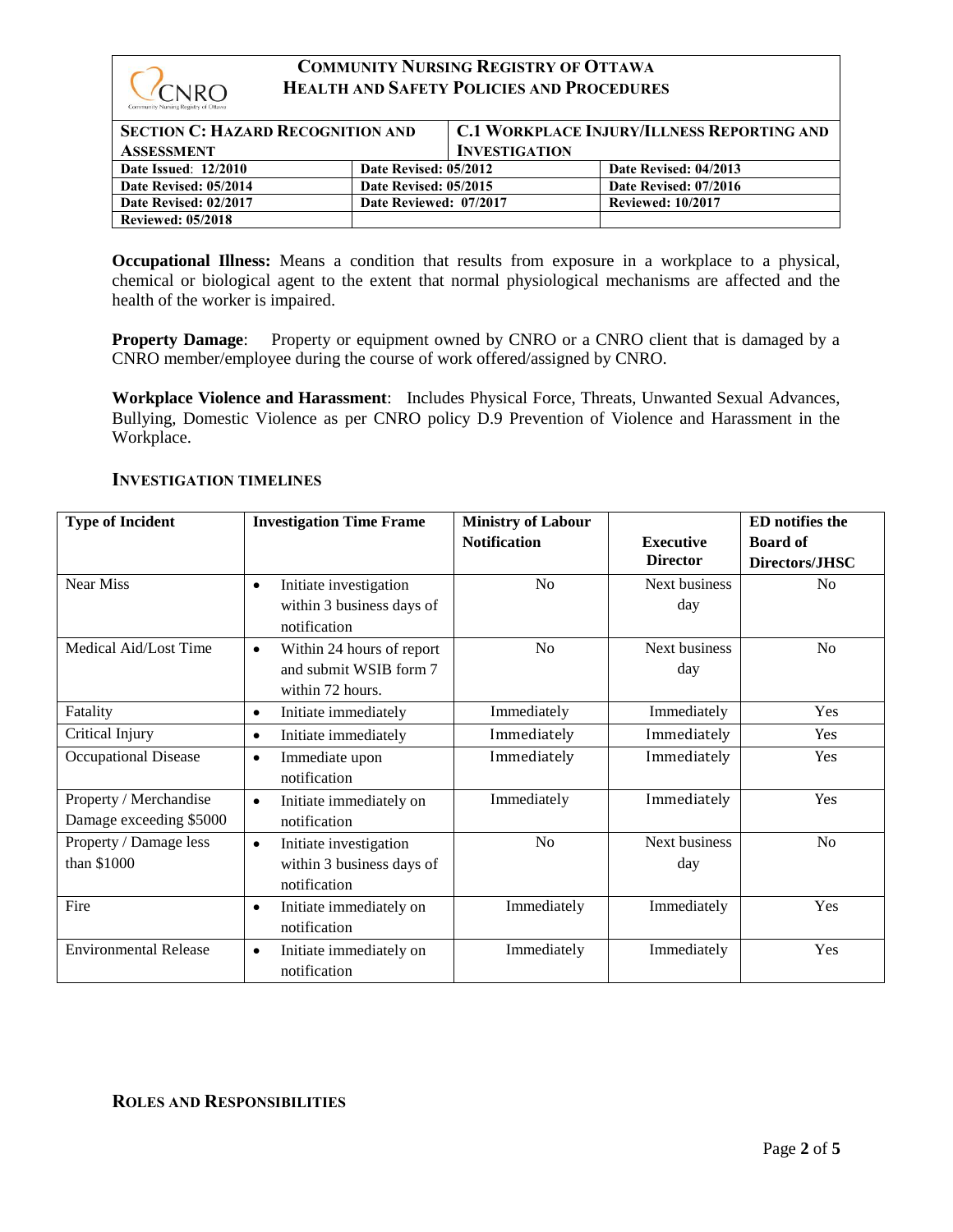**Occupational Illness:** Means a condition that results from exposure in a workplace to a physical, chemical or biological agent to the extent that normal physiological mechanisms are affected and the health of the worker is impaired.

**Property Damage**: Property or equipment owned by CNRO or a CNRO client that is damaged by a CNRO member/employee during the course of work offered/assigned by CNRO.

**Workplace Violence and Harassment**: Includes Physical Force, Threats, Unwanted Sexual Advances, Bullying, Domestic Violence as per CNRO policy D.9 Prevention of Violence and Harassment in the Workplace.

## INVESTIGATION TIMELINES

| Type of Incident | Investigation Time Frame | Ministry of Labour Notification | Executive Director | ED notifies the Board of Directors/JHSC |
|---|---|---|---|---|
| Near Miss | • Initiate investigation within 3 business days of notification | No | Next business day | No |
| Medical Aid/Lost Time | • Within 24 hours of report and submit WSIB form 7 within 72 hours. | No | Next business day | No |
| Fatality | • Initiate immediately | Immediately | Immediately | Yes |
| Critical Injury | • Initiate immediately | Immediately | Immediately | Yes |
| Occupational Disease | • Immediate upon notification | Immediately | Immediately | Yes |
| Property / Merchandise Damage exceeding $5000 | • Initiate immediately on notification | Immediately | Immediately | Yes |
| Property / Damage less than $1000 | • Initiate investigation within 3 business days of notification | No | Next business day | No |
| Fire | • Initiate immediately on notification | Immediately | Immediately | Yes |
| Environmental Release | • Initiate immediately on notification | Immediately | Immediately | Yes |

## ROLES AND RESPONSIBILITIES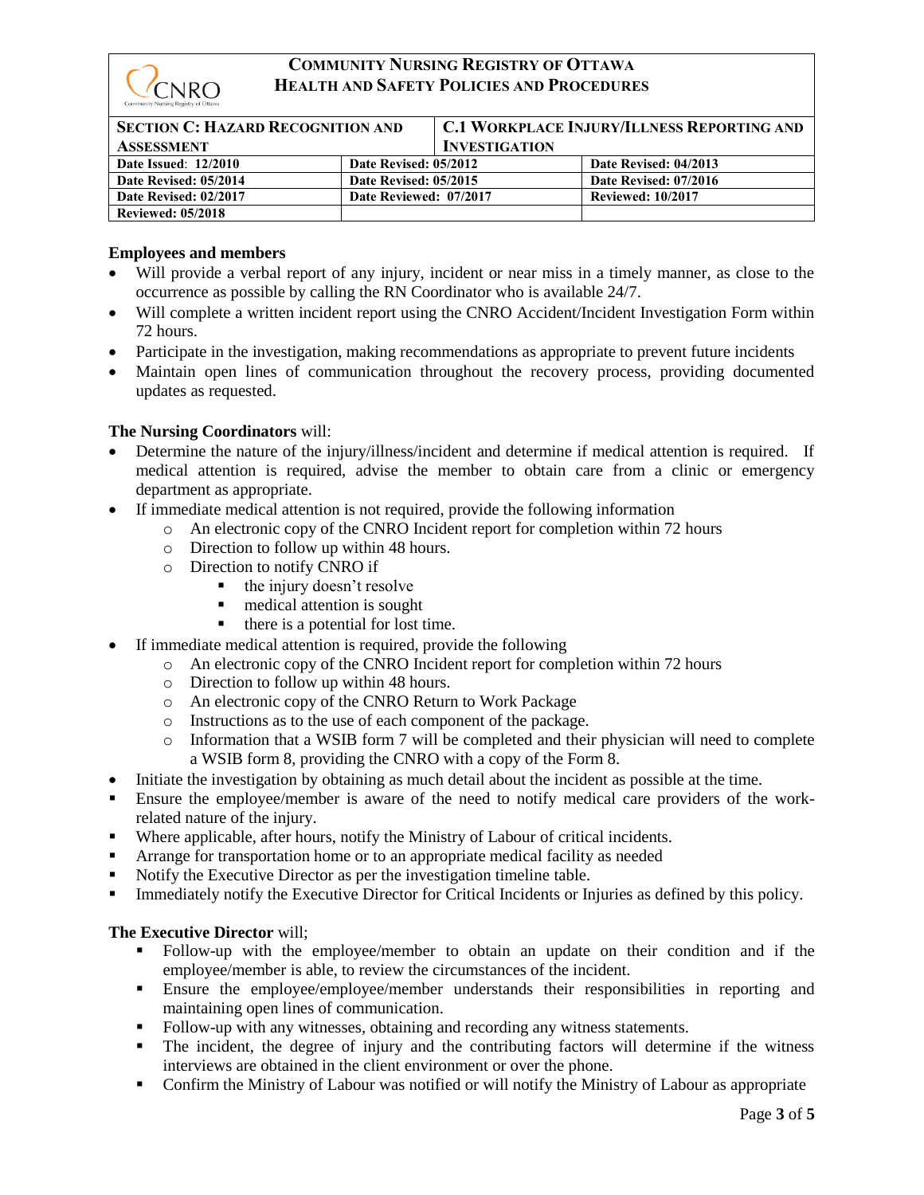| SECTION C: HAZARD RECOGNITION AND ASSESSMENT | | C.1 WORKPLACE INJURY/ILLNESS REPORTING AND INVESTIGATION |
|---|---|---|
| Date Issued: 12/2010 | Date Revised: 05/2012 | Date Revised: 04/2013 |
| Date Revised: 05/2014 | Date Revised: 05/2015 | Date Revised: 07/2016 |
| Date Revised: 02/2017 | Date Reviewed: 07/2017 | Reviewed: 10/2017 |
| Reviewed: 05/2018 | | |

**Employees and members**

- Will provide a verbal report of any injury, incident or near miss in a timely manner, as close to the occurrence as possible by calling the RN Coordinator who is available 24/7.
- Will complete a written incident report using the CNRO Accident/Incident Investigation Form within 72 hours.
- Participate in the investigation, making recommendations as appropriate to prevent future incidents
- Maintain open lines of communication throughout the recovery process, providing documented updates as requested.

**The Nursing Coordinators** will:

- Determine the nature of the injury/illness/incident and determine if medical attention is required. If medical attention is required, advise the member to obtain care from a clinic or emergency department as appropriate.
- If immediate medical attention is not required, provide the following information
    - An electronic copy of the CNRO Incident report for completion within 72 hours
    - Direction to follow up within 48 hours.
    - Direction to notify CNRO if
        - the injury doesn't resolve
        - medical attention is sought
        - there is a potential for lost time.
- If immediate medical attention is required, provide the following
    - An electronic copy of the CNRO Incident report for completion within 72 hours
    - Direction to follow up within 48 hours.
    - An electronic copy of the CNRO Return to Work Package
    - Instructions as to the use of each component of the package.
    - Information that a WSIB form 7 will be completed and their physician will need to complete a WSIB form 8, providing the CNRO with a copy of the Form 8.
- Initiate the investigation by obtaining as much detail about the incident as possible at the time.
- Ensure the employee/member is aware of the need to notify medical care providers of the work-related nature of the injury.
- Where applicable, after hours, notify the Ministry of Labour of critical incidents.
- Arrange for transportation home or to an appropriate medical facility as needed
- Notify the Executive Director as per the investigation timeline table.
- Immediately notify the Executive Director for Critical Incidents or Injuries as defined by this policy.

**The Executive Director** will;

- Follow-up with the employee/member to obtain an update on their condition and if the employee/member is able, to review the circumstances of the incident.
- Ensure the employee/employee/member understands their responsibilities in reporting and maintaining open lines of communication.
- Follow-up with any witnesses, obtaining and recording any witness statements.
- The incident, the degree of injury and the contributing factors will determine if the witness interviews are obtained in the client environment or over the phone.
- Confirm the Ministry of Labour was notified or will notify the Ministry of Labour as appropriate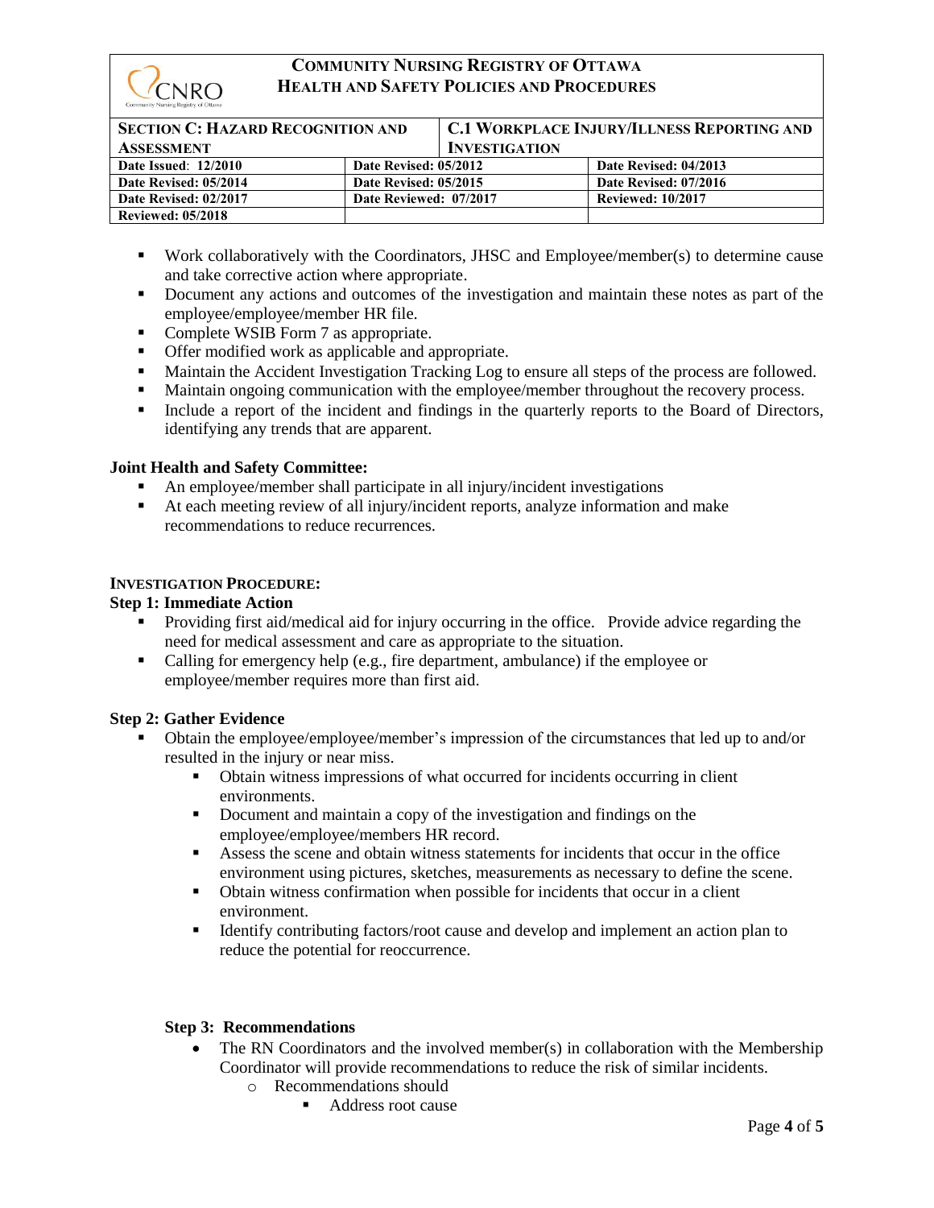| COMMUNITY NURSING REGISTRY OF OTTAWA HEALTH AND SAFETY POLICIES AND PROCEDURES | | |
|---|---|---|
| SECTION C: HAZARD RECOGNITION AND ASSESSMENT | C.1 WORKPLACE INJURY/ILLNESS REPORTING AND INVESTIGATION | |
| Date Issued: 12/2010 | Date Revised: 05/2012 | Date Revised: 04/2013 |
| Date Revised: 05/2014 | Date Revised: 05/2015 | Date Revised: 07/2016 |
| Date Revised: 02/2017 | Date Reviewed: 07/2017 | Reviewed: 10/2017 |
| Reviewed: 05/2018 | | |

- Work collaboratively with the Coordinators, JHSC and Employee/member(s) to determine cause and take corrective action where appropriate.
- Document any actions and outcomes of the investigation and maintain these notes as part of the employee/employee/member HR file.
- Complete WSIB Form 7 as appropriate.
- Offer modified work as applicable and appropriate.
- Maintain the Accident Investigation Tracking Log to ensure all steps of the process are followed.
- Maintain ongoing communication with the employee/member throughout the recovery process.
- Include a report of the incident and findings in the quarterly reports to the Board of Directors, identifying any trends that are apparent.

**Joint Health and Safety Committee:**

- An employee/member shall participate in all injury/incident investigations
- At each meeting review of all injury/incident reports, analyze information and make recommendations to reduce recurrences.

**INVESTIGATION PROCEDURE:**

**Step 1: Immediate Action**

- Providing first aid/medical aid for injury occurring in the office. Provide advice regarding the need for medical assessment and care as appropriate to the situation.
- Calling for emergency help (e.g., fire department, ambulance) if the employee or employee/member requires more than first aid.

**Step 2: Gather Evidence**

- Obtain the employee/employee/member's impression of the circumstances that led up to and/or resulted in the injury or near miss.
  - Obtain witness impressions of what occurred for incidents occurring in client environments.
  - Document and maintain a copy of the investigation and findings on the employee/employee/members HR record.
  - Assess the scene and obtain witness statements for incidents that occur in the office environment using pictures, sketches, measurements as necessary to define the scene.
  - Obtain witness confirmation when possible for incidents that occur in a client environment.
  - Identify contributing factors/root cause and develop and implement an action plan to reduce the potential for reoccurrence.

**Step 3: Recommendations**

- The RN Coordinators and the involved member(s) in collaboration with the Membership Coordinator will provide recommendations to reduce the risk of similar incidents.
  - Recommendations should
    - Address root cause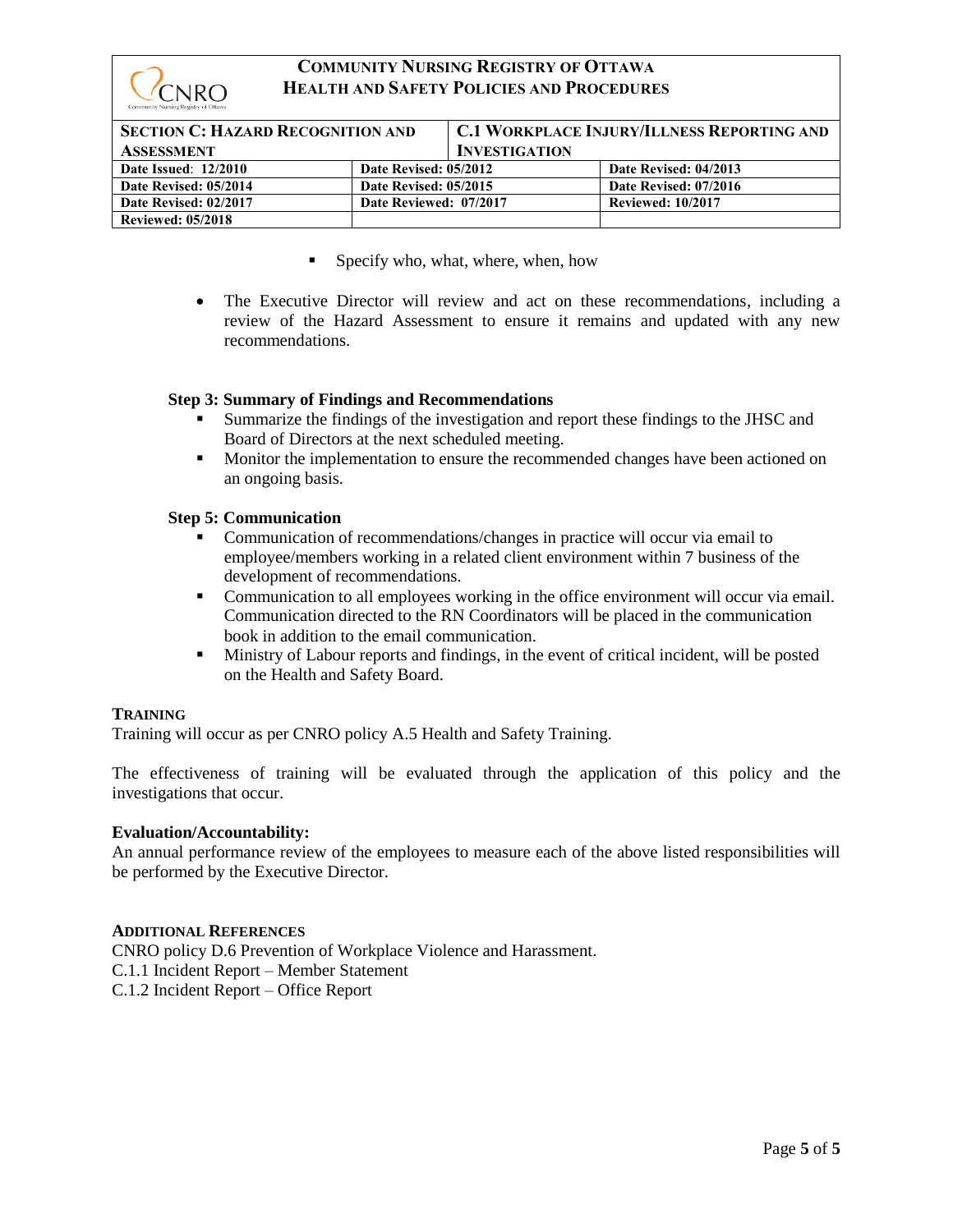- Specify who, what, where, when, how

- The Executive Director will review and act on these recommendations, including a review of the Hazard Assessment to ensure it remains and updated with any new recommendations.

**Step 3: Summary of Findings and Recommendations**

- Summarize the findings of the investigation and report these findings to the JHSC and Board of Directors at the next scheduled meeting.
- Monitor the implementation to ensure the recommended changes have been actioned on an ongoing basis.

**Step 5: Communication**

- Communication of recommendations/changes in practice will occur via email to employee/members working in a related client environment within 7 business of the development of recommendations.
- Communication to all employees working in the office environment will occur via email. Communication directed to the RN Coordinators will be placed in the communication book in addition to the email communication.
- Ministry of Labour reports and findings, in the event of critical incident, will be posted on the Health and Safety Board.

### TRAINING

Training will occur as per CNRO policy A.5 Health and Safety Training.

The effectiveness of training will be evaluated through the application of this policy and the investigations that occur.

**Evaluation/Accountability:**

An annual performance review of the employees to measure each of the above listed responsibilities will be performed by the Executive Director.

### ADDITIONAL REFERENCES

CNRO policy D.6 Prevention of Workplace Violence and Harassment.
C.1.1 Incident Report – Member Statement
C.1.2 Incident Report – Office Report